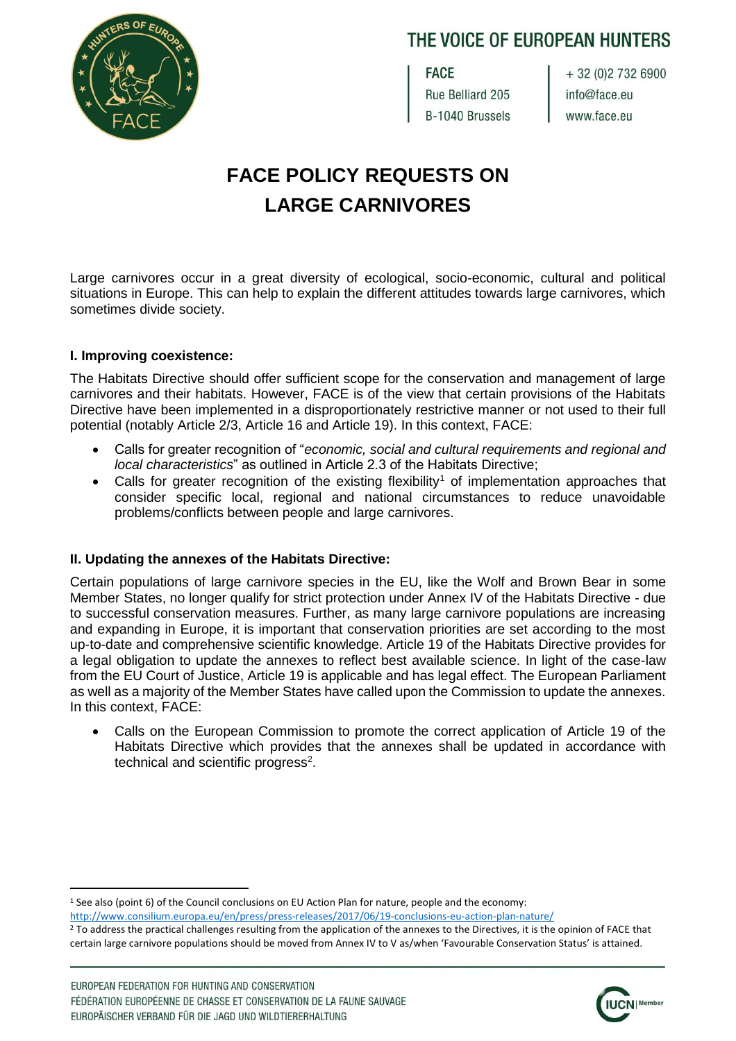# THE VOICE OF EUROPEAN HUNTERS

FACE
Rue Belliard 205
B-1040 Brussels

+ 32 (0)2 732 6900
info@face.eu
www.face.eu

# FACE POLICY REQUESTS ON LARGE CARNIVORES

Large carnivores occur in a great diversity of ecological, socio-economic, cultural and political situations in Europe. This can help to explain the different attitudes towards large carnivores, which sometimes divide society.

## I. Improving coexistence:

The Habitats Directive should offer sufficient scope for the conservation and management of large carnivores and their habitats. However, FACE is of the view that certain provisions of the Habitats Directive have been implemented in a disproportionately restrictive manner or not used to their full potential (notably Article 2/3, Article 16 and Article 19). In this context, FACE:

- Calls for greater recognition of "*economic, social and cultural requirements and regional and local characteristics*" as outlined in Article 2.3 of the Habitats Directive;
- Calls for greater recognition of the existing flexibility[1] of implementation approaches that consider specific local, regional and national circumstances to reduce unavoidable problems/conflicts between people and large carnivores.

## II. Updating the annexes of the Habitats Directive:

Certain populations of large carnivore species in the EU, like the Wolf and Brown Bear in some Member States, no longer qualify for strict protection under Annex IV of the Habitats Directive - due to successful conservation measures. Further, as many large carnivore populations are increasing and expanding in Europe, it is important that conservation priorities are set according to the most up-to-date and comprehensive scientific knowledge. Article 19 of the Habitats Directive provides for a legal obligation to update the annexes to reflect best available science. In light of the case-law from the EU Court of Justice, Article 19 is applicable and has legal effect. The European Parliament as well as a majority of the Member States have called upon the Commission to update the annexes. In this context, FACE:

- Calls on the European Commission to promote the correct application of Article 19 of the Habitats Directive which provides that the annexes shall be updated in accordance with technical and scientific progress[2].

---

[1] See also (point 6) of the Council conclusions on EU Action Plan for nature, people and the economy: http://www.consilium.europa.eu/en/press/press-releases/2017/06/19-conclusions-eu-action-plan-nature/

[2] To address the practical challenges resulting from the application of the annexes to the Directives, it is the opinion of FACE that certain large carnivore populations should be moved from Annex IV to V as/when 'Favourable Conservation Status' is attained.

EUROPEAN FEDERATION FOR HUNTING AND CONSERVATION
FÉDÉRATION EUROPÉENNE DE CHASSE ET CONSERVATION DE LA FAUNE SAUVAGE
EUROPÄISCHER VERBAND FÜR DIE JAGD UND WILDTIERERHALTUNG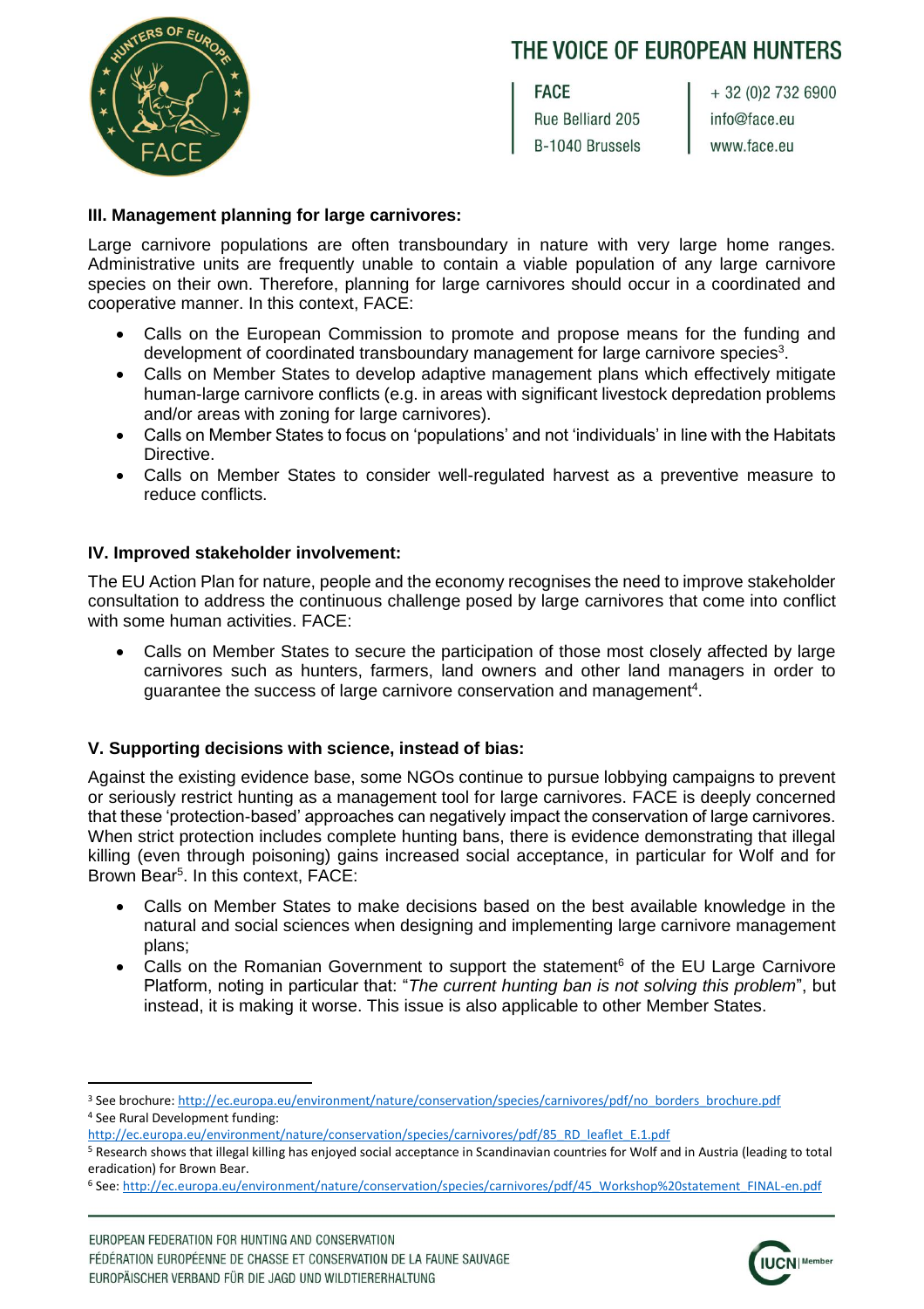### III. Management planning for large carnivores:

Large carnivore populations are often transboundary in nature with very large home ranges. Administrative units are frequently unable to contain a viable population of any large carnivore species on their own. Therefore, planning for large carnivores should occur in a coordinated and cooperative manner. In this context, FACE:

- Calls on the European Commission to promote and propose means for the funding and development of coordinated transboundary management for large carnivore species[3].
- Calls on Member States to develop adaptive management plans which effectively mitigate human-large carnivore conflicts (e.g. in areas with significant livestock depredation problems and/or areas with zoning for large carnivores).
- Calls on Member States to focus on 'populations' and not 'individuals' in line with the Habitats Directive.
- Calls on Member States to consider well-regulated harvest as a preventive measure to reduce conflicts.

### IV. Improved stakeholder involvement:

The EU Action Plan for nature, people and the economy recognises the need to improve stakeholder consultation to address the continuous challenge posed by large carnivores that come into conflict with some human activities. FACE:

- Calls on Member States to secure the participation of those most closely affected by large carnivores such as hunters, farmers, land owners and other land managers in order to guarantee the success of large carnivore conservation and management[4].

### V. Supporting decisions with science, instead of bias:

Against the existing evidence base, some NGOs continue to pursue lobbying campaigns to prevent or seriously restrict hunting as a management tool for large carnivores. FACE is deeply concerned that these 'protection-based' approaches can negatively impact the conservation of large carnivores. When strict protection includes complete hunting bans, there is evidence demonstrating that illegal killing (even through poisoning) gains increased social acceptance, in particular for Wolf and for Brown Bear[5]. In this context, FACE:

- Calls on Member States to make decisions based on the best available knowledge in the natural and social sciences when designing and implementing large carnivore management plans;
- Calls on the Romanian Government to support the statement[6] of the EU Large Carnivore Platform, noting in particular that: "*The current hunting ban is not solving this problem*", but instead, it is making it worse. This issue is also applicable to other Member States.

---

[3] See brochure: http://ec.europa.eu/environment/nature/conservation/species/carnivores/pdf/no_borders_brochure.pdf

[4] See Rural Development funding: http://ec.europa.eu/environment/nature/conservation/species/carnivores/pdf/85_RD_leaflet_E.1.pdf

[5] Research shows that illegal killing has enjoyed social acceptance in Scandinavian countries for Wolf and in Austria (leading to total eradication) for Brown Bear.

[6] See: http://ec.europa.eu/environment/nature/conservation/species/carnivores/pdf/45_Workshop%20statement_FINAL-en.pdf